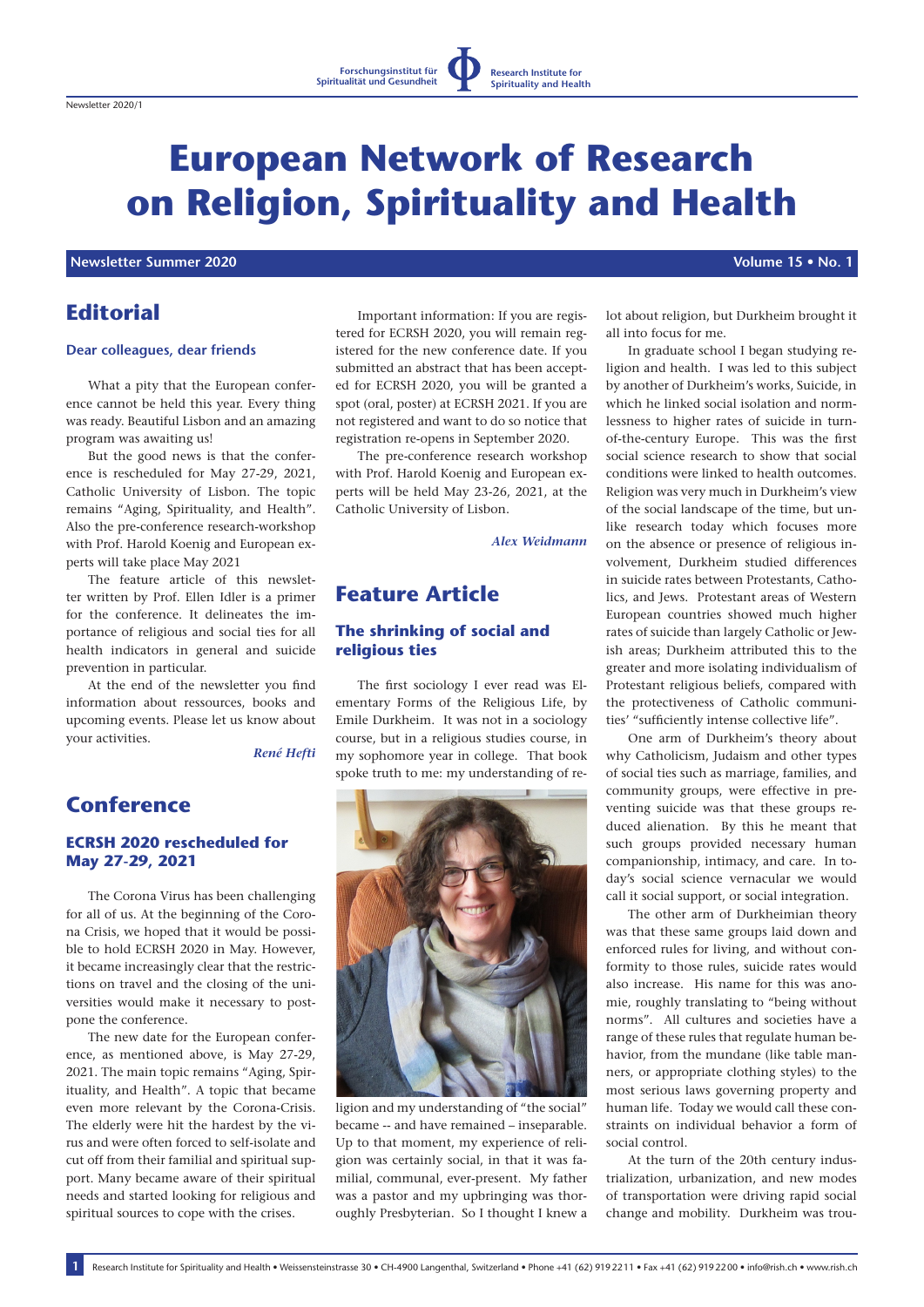# European Network of Research on Religion, Spirituality and Health

**Newsletter Summer 2020** — **Volume 15 • No. 1**

## Editorial

### Dear colleagues, dear friends

What a pity that the European conference cannot be held this year. Every thing was ready. Beautiful Lisbon and an amazing program was awaiting us!

But the good news is that the conference is rescheduled for May 27-29, 2021, Catholic University of Lisbon. The topic remains "Aging, Spirituality, and Health". Also the pre-conference research-workshop with Prof. Harold Koenig and European experts will take place May 2021

The feature article of this newsletter written by Prof. Ellen Idler is a primer for the conference. It delineates the importance of religious and social ties for all health indicators in general and suicide prevention in particular.

At the end of the newsletter you find information about ressources, books and upcoming events. Please let us know about your activities.

*René Hefti*

## Conference

### ECRSH 2020 rescheduled for May 27-29, 2021

The Corona Virus has been challenging for all of us. At the beginning of the Corona Crisis, we hoped that it would be possible to hold ECRSH 2020 in May. However, it became increasingly clear that the restrictions on travel and the closing of the universities would make it necessary to postpone the conference.

The new date for the European conference, as mentioned above, is May 27-29, 2021. The main topic remains "Aging, Spirituality, and Health". A topic that became even more relevant by the Corona-Crisis. The elderly were hit the hardest by the virus and were often forced to self-isolate and cut off from their familial and spiritual support. Many became aware of their spiritual needs and started looking for religious and spiritual sources to cope with the crises.

Important information: If you are registered for ECRSH 2020, you will remain registered for the new conference date. If you submitted an abstract that has been accepted for ECRSH 2020, you will be granted a spot (oral, poster) at ECRSH 2021. If you are not registered and want to do so notice that registration re-opens in September 2020.

The pre-conference research workshop with Prof. Harold Koenig and European experts will be held May 23-26, 2021, at the Catholic University of Lisbon.

*Alex Weidmann*

## Feature Article

### The shrinking of social and religious ties

The first sociology I ever read was Elementary Forms of the Religious Life, by Emile Durkheim. It was not in a sociology course, but in a religious studies course, in my sophomore year in college. That book spoke truth to me: my understanding of religion and my understanding of "the social" became -- and have remained – inseparable. Up to that moment, my experience of religion was certainly social, in that it was familial, communal, ever-present. My father was a pastor and my upbringing was thoroughly Presbyterian. So I thought I knew a lot about religion, but Durkheim brought it all into focus for me.

In graduate school I began studying religion and health. I was led to this subject by another of Durkheim's works, Suicide, in which he linked social isolation and normlessness to higher rates of suicide in turn-of-the-century Europe. This was the first social science research to show that social conditions were linked to health outcomes. Religion was very much in Durkheim's view of the social landscape of the time, but unlike research today which focuses more on the absence or presence of religious involvement, Durkheim studied differences in suicide rates between Protestants, Catholics, and Jews. Protestant areas of Western European countries showed much higher rates of suicide than largely Catholic or Jewish areas; Durkheim attributed this to the greater and more isolating individualism of Protestant religious beliefs, compared with the protectiveness of Catholic communities' "sufficiently intense collective life".

One arm of Durkheim's theory about why Catholicism, Judaism and other types of social ties such as marriage, families, and community groups, were effective in preventing suicide was that these groups reduced alienation. By this he meant that such groups provided necessary human companionship, intimacy, and care. In today's social science vernacular we would call it social support, or social integration.

The other arm of Durkheimian theory was that these same groups laid down and enforced rules for living, and without conformity to those rules, suicide rates would also increase. His name for this was anomie, roughly translating to "being without norms". All cultures and societies have a range of these rules that regulate human behavior, from the mundane (like table manners, or appropriate clothing styles) to the most serious laws governing property and human life. Today we would call these constraints on individual behavior a form of social control.

At the turn of the 20th century industrialization, urbanization, and new modes of transportation were driving rapid social change and mobility. Durkheim was trou-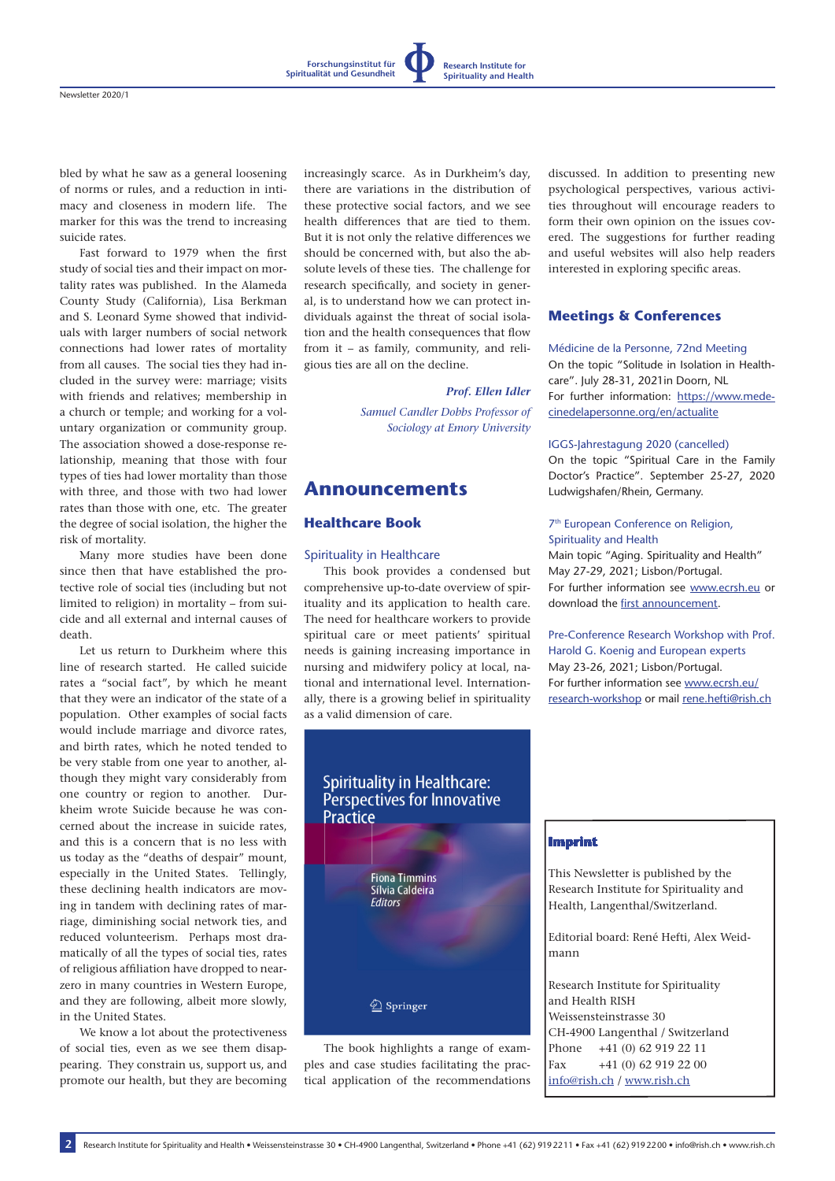bled by what he saw as a general loosening of norms or rules, and a reduction in intimacy and closeness in modern life. The marker for this was the trend to increasing suicide rates.

Fast forward to 1979 when the first study of social ties and their impact on mortality rates was published. In the Alameda County Study (California), Lisa Berkman and S. Leonard Syme showed that individuals with larger numbers of social network connections had lower rates of mortality from all causes. The social ties they had included in the survey were: marriage; visits with friends and relatives; membership in a church or temple; and working for a voluntary organization or community group. The association showed a dose-response relationship, meaning that those with four types of ties had lower mortality than those with three, and those with two had lower rates than those with one, etc. The greater the degree of social isolation, the higher the risk of mortality.

Many more studies have been done since then that have established the protective role of social ties (including but not limited to religion) in mortality – from suicide and all external and internal causes of death.

Let us return to Durkheim where this line of research started. He called suicide rates a "social fact", by which he meant that they were an indicator of the state of a population. Other examples of social facts would include marriage and divorce rates, and birth rates, which he noted tended to be very stable from one year to another, although they might vary considerably from one country or region to another. Durkheim wrote Suicide because he was concerned about the increase in suicide rates, and this is a concern that is no less with us today as the "deaths of despair" mount, especially in the United States. Tellingly, these declining health indicators are moving in tandem with declining rates of marriage, diminishing social network ties, and reduced volunteerism. Perhaps most dramatically of all the types of social ties, rates of religious affiliation have dropped to near-zero in many countries in Western Europe, and they are following, albeit more slowly, in the United States.

We know a lot about the protectiveness of social ties, even as we see them disappearing. They constrain us, support us, and promote our health, but they are becoming increasingly scarce. As in Durkheim's day, there are variations in the distribution of these protective social factors, and we see health differences that are tied to them. But it is not only the relative differences we should be concerned with, but also the absolute levels of these ties. The challenge for research specifically, and society in general, is to understand how we can protect individuals against the threat of social isolation and the health consequences that flow from it – as family, community, and religious ties are all on the decline.

***Prof. Ellen Idler***

*Samuel Candler Dobbs Professor of Sociology at Emory University*

# Announcements

## Healthcare Book

### Spirituality in Healthcare

This book provides a condensed but comprehensive up-to-date overview of spirituality and its application to health care. The need for healthcare workers to provide spiritual care or meet patients' spiritual needs is gaining increasing importance in nursing and midwifery policy at local, national and international level. Internationally, there is a growing belief in spirituality as a valid dimension of care.

Spirituality in Healthcare: Perspectives for Innovative Practice
Fiona Timmins
Sílvia Caldeira
*Editors*
Springer

The book highlights a range of examples and case studies facilitating the practical application of the recommendations discussed. In addition to presenting new psychological perspectives, various activities throughout will encourage readers to form their own opinion on the issues covered. The suggestions for further reading and useful websites will also help readers interested in exploring specific areas.

## Meetings & Conferences

### Médicine de la Personne, 72nd Meeting

On the topic "Solitude in Isolation in Healthcare". July 28-31, 2021in Doorn, NL
For further information: https://www.medecinedelapersonne.org/en/actualite

### IGGS-Jahrestagung 2020 (cancelled)

On the topic "Spiritual Care in the Family Doctor's Practice". September 25-27, 2020 Ludwigshafen/Rhein, Germany.

### 7th European Conference on Religion, Spirituality and Health

Main topic "Aging. Spirituality and Health"
May 27-29, 2021; Lisbon/Portugal.
For further information see www.ecrsh.eu or download the first announcement.

### Pre-Conference Research Workshop with Prof. Harold G. Koenig and European experts

May 23-26, 2021; Lisbon/Portugal.
For further information see www.ecrsh.eu/research-workshop or mail rene.hefti@rish.ch

## Imprint

This Newsletter is published by the Research Institute for Spirituality and Health, Langenthal/Switzerland.

Editorial board: René Hefti, Alex Weidmann

Research Institute for Spirituality and Health RISH
Weissensteinstrasse 30
CH-4900 Langenthal / Switzerland
Phone +41 (0) 62 919 22 11
Fax +41 (0) 62 919 22 00
info@rish.ch / www.rish.ch